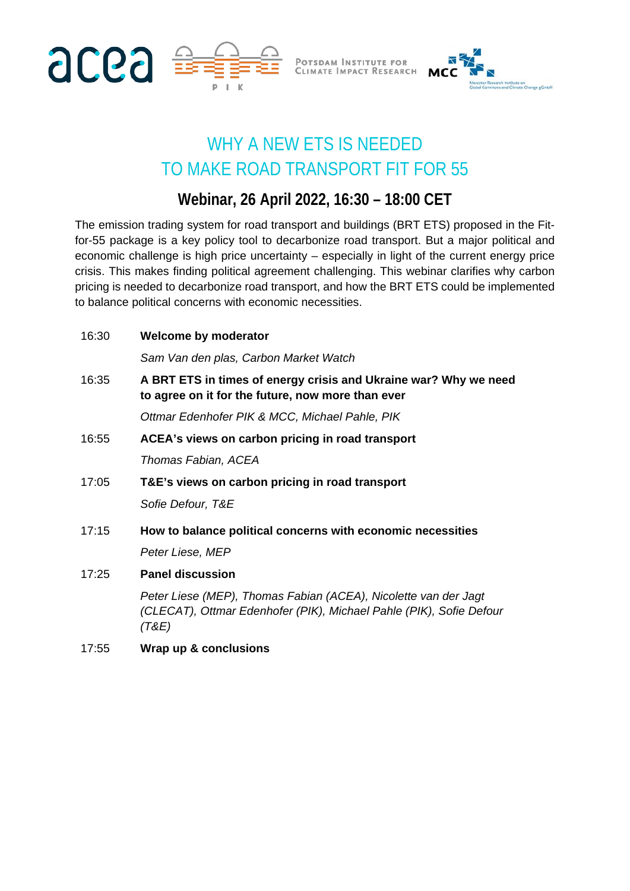# WHY A NEW ETS IS NEEDED TO MAKE ROAD TRANSPORT FIT FOR 55

## Webinar, 26 April 2022, 16:30 – 18:00 CET

The emission trading system for road transport and buildings (BRT ETS) proposed in the Fit-for-55 package is a key policy tool to decarbonize road transport. But a major political and economic challenge is high price uncertainty – especially in light of the current energy price crisis. This makes finding political agreement challenging. This webinar clarifies why carbon pricing is needed to decarbonize road transport, and how the BRT ETS could be implemented to balance political concerns with economic necessities.

| | |
|---|---|
| 16:30 | **Welcome by moderator**<br>*Sam Van den plas, Carbon Market Watch* |
| 16:35 | **A BRT ETS in times of energy crisis and Ukraine war? Why we need to agree on it for the future, now more than ever**<br>*Ottmar Edenhofer PIK & MCC, Michael Pahle, PIK* |
| 16:55 | **ACEA's views on carbon pricing in road transport**<br>*Thomas Fabian, ACEA* |
| 17:05 | **T&E's views on carbon pricing in road transport**<br>*Sofie Defour, T&E* |
| 17:15 | **How to balance political concerns with economic necessities**<br>*Peter Liese, MEP* |
| 17:25 | **Panel discussion**<br>*Peter Liese (MEP), Thomas Fabian (ACEA), Nicolette van der Jagt (CLECAT), Ottmar Edenhofer (PIK), Michael Pahle (PIK), Sofie Defour (T&E)* |
| 17:55 | **Wrap up & conclusions** |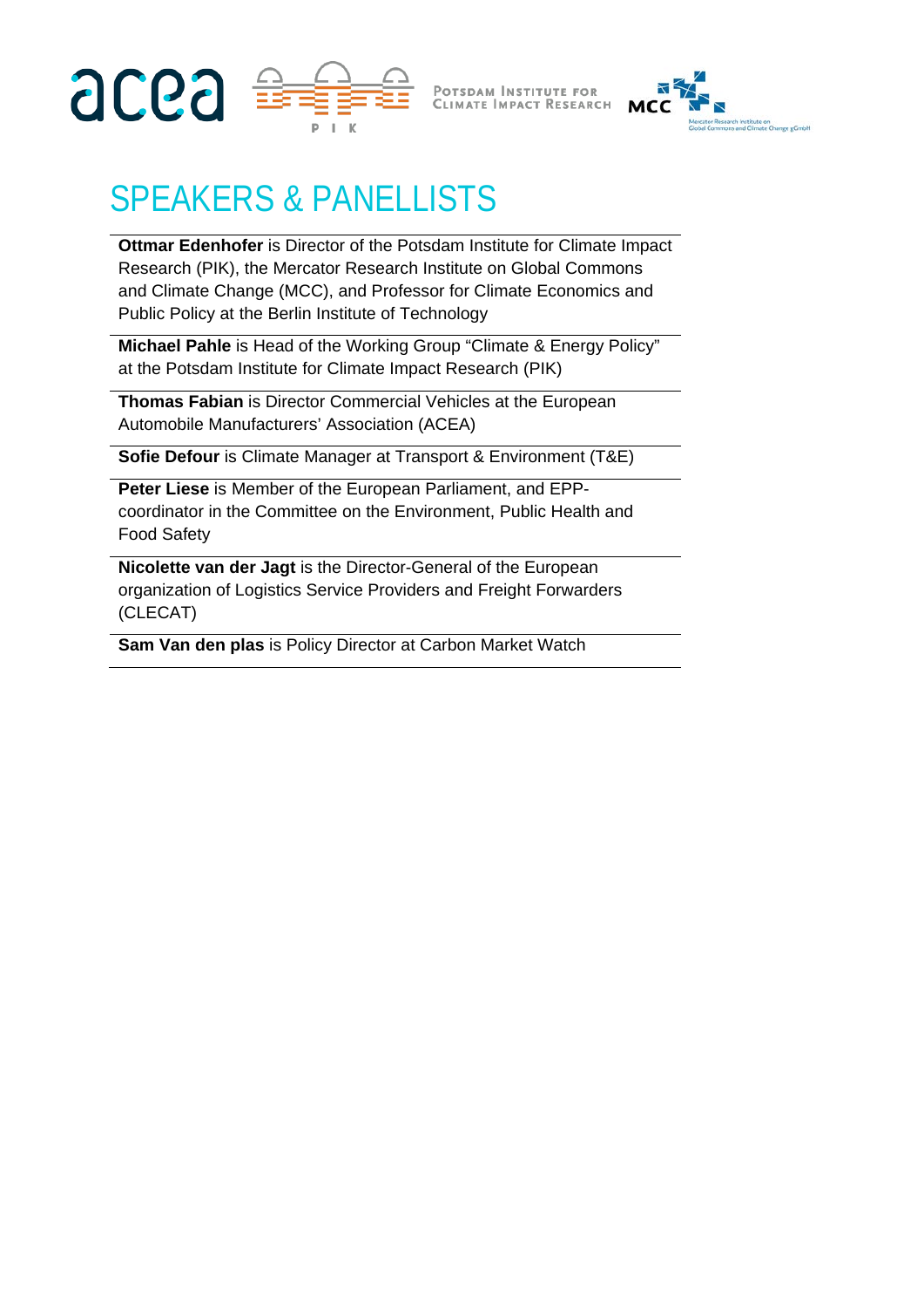# SPEAKERS & PANELLISTS

**Ottmar Edenhofer** is Director of the Potsdam Institute for Climate Impact Research (PIK), the Mercator Research Institute on Global Commons and Climate Change (MCC), and Professor for Climate Economics and Public Policy at the Berlin Institute of Technology

**Michael Pahle** is Head of the Working Group "Climate & Energy Policy" at the Potsdam Institute for Climate Impact Research (PIK)

**Thomas Fabian** is Director Commercial Vehicles at the European Automobile Manufacturers' Association (ACEA)

**Sofie Defour** is Climate Manager at Transport & Environment (T&E)

**Peter Liese** is Member of the European Parliament, and EPP-coordinator in the Committee on the Environment, Public Health and Food Safety

**Nicolette van der Jagt** is the Director-General of the European organization of Logistics Service Providers and Freight Forwarders (CLECAT)

**Sam Van den plas** is Policy Director at Carbon Market Watch